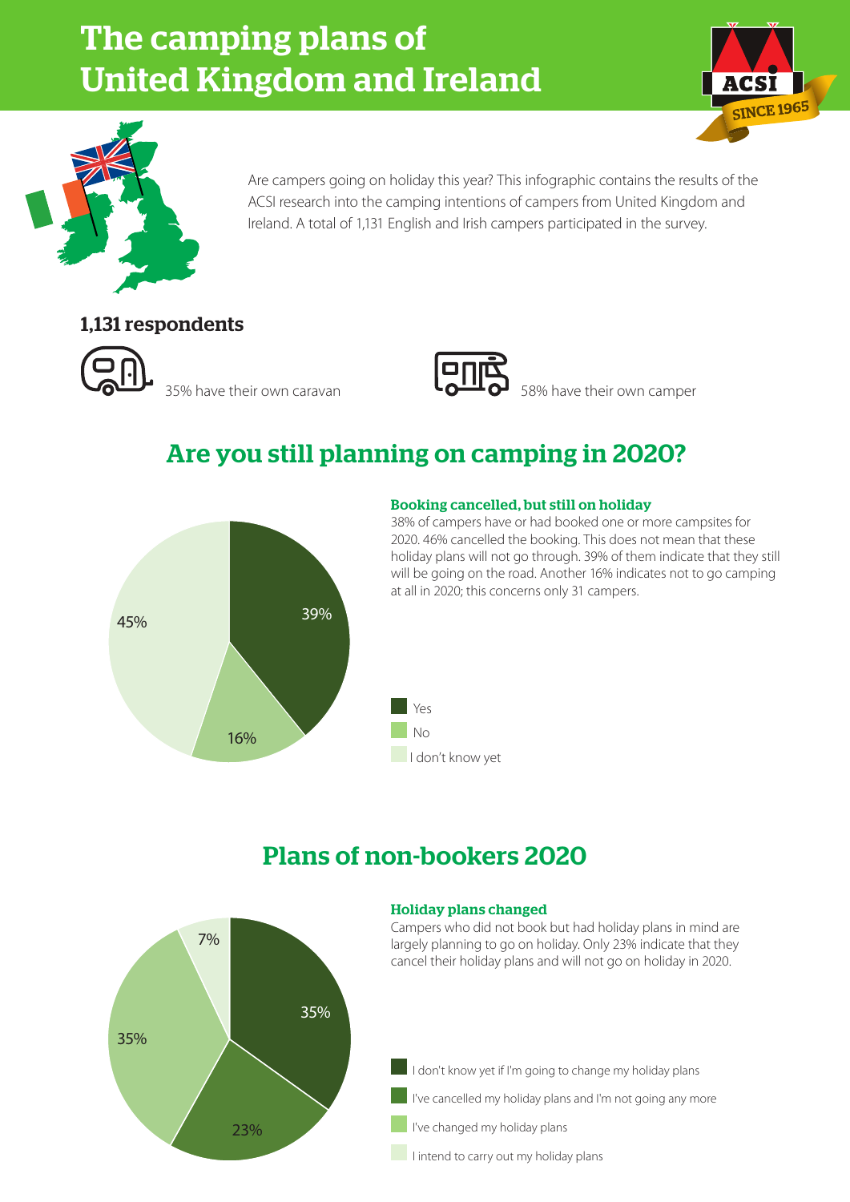# The camping plans of United Kingdom and Ireland

ACSI
SINCE 1965

Are campers going on holiday this year? This infographic contains the results of the ACSI research into the camping intentions of campers from United Kingdom and Ireland. A total of 1,131 English and Irish campers participated in the survey.

### 1,131 respondents

35% have their own caravan

58% have their own camper

## Are you still planning on camping in 2020?

39%
16%
45%

Yes
No
I don't know yet

#### Booking cancelled, but still on holiday

38% of campers have or had booked one or more campsites for 2020. 46% cancelled the booking. This does not mean that these holiday plans will not go through. 39% of them indicate that they still will be going on the road. Another 16% indicates not to go camping at all in 2020; this concerns only 31 campers.

## Plans of non-bookers 2020

35%
23%
35%
7%

I don't know yet if I'm going to change my holiday plans
I've cancelled my holiday plans and I'm not going any more
I've changed my holiday plans
I intend to carry out my holiday plans

#### Holiday plans changed

Campers who did not book but had holiday plans in mind are largely planning to go on holiday. Only 23% indicate that they cancel their holiday plans and will not go on holiday in 2020.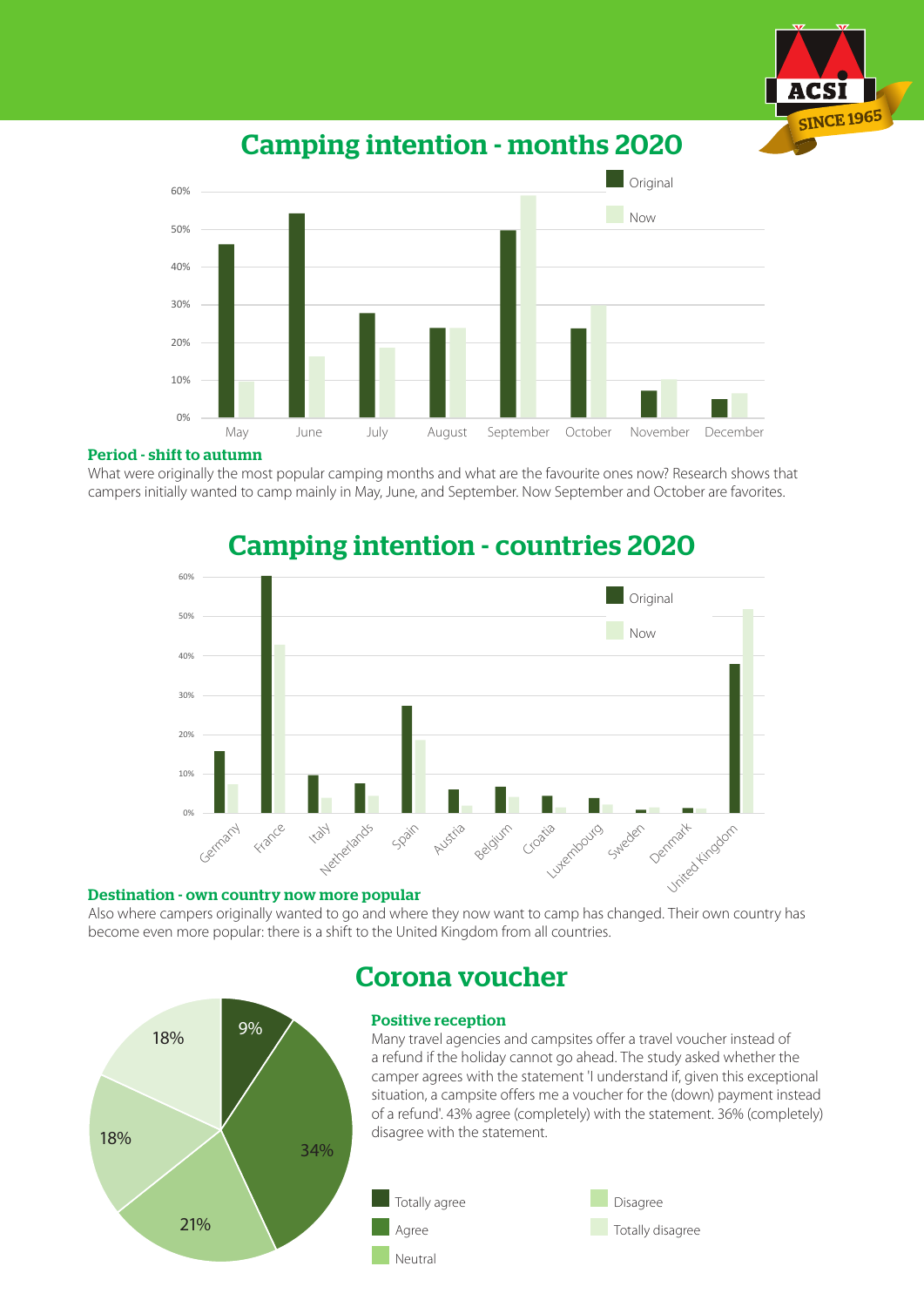## Camping intention - months 2020

Original
Now

60%
50%
40%
30%
20%
10%
0%

May
June
July
August
September
October
November
December

### Period - shift to autumn

What were originally the most popular camping months and what are the favourite ones now? Research shows that campers initially wanted to camp mainly in May, June, and September. Now September and October are favorites.

## Camping intention - countries 2020

Original
Now

60%
50%
40%
30%
20%
10%
0%

Germany
France
Italy
Netherlands
Spain
Austria
Belgium
Croatia
Luxembourg
Sweden
Denmark
United Kingdom

### Destination - own country now more popular

Also where campers originally wanted to go and where they now want to camp has changed. Their own country has become even more popular: there is a shift to the United Kingdom from all countries.

## Corona voucher

9%
34%
21%
18%
18%

### Positive reception

Many travel agencies and campsites offer a travel voucher instead of a refund if the holiday cannot go ahead. The study asked whether the camper agrees with the statement 'I understand if, given this exceptional situation, a campsite offers me a voucher for the (down) payment instead of a refund'. 43% agree (completely) with the statement. 36% (completely) disagree with the statement.

Totally agree
Agree
Neutral
Disagree
Totally disagree